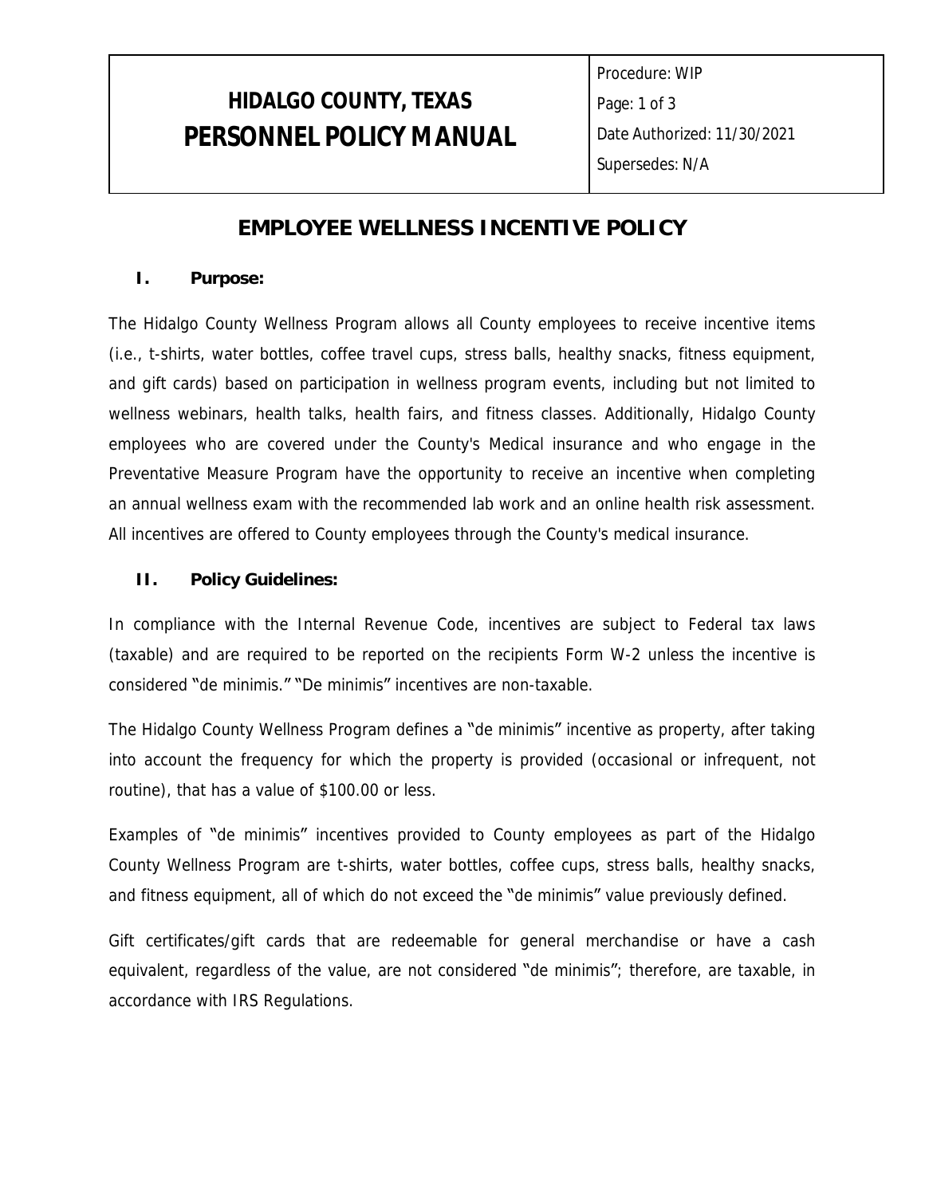| **HIDALGO COUNTY, TEXAS**<br>**PERSONNEL POLICY MANUAL** | Procedure: WIP<br>Page: 1 of 3<br>Date Authorized: 11/30/2021<br>Supersedes: N/A |
|---|---|

# EMPLOYEE WELLNESS INCENTIVE POLICY

## I. Purpose:

The Hidalgo County Wellness Program allows all County employees to receive incentive items (i.e., t-shirts, water bottles, coffee travel cups, stress balls, healthy snacks, fitness equipment, and gift cards) based on participation in wellness program events, including but not limited to wellness webinars, health talks, health fairs, and fitness classes. Additionally, Hidalgo County employees who are covered under the County's Medical insurance and who engage in the Preventative Measure Program have the opportunity to receive an incentive when completing an annual wellness exam with the recommended lab work and an online health risk assessment. All incentives are offered to County employees through the County's medical insurance.

## II. Policy Guidelines:

In compliance with the Internal Revenue Code, incentives are subject to Federal tax laws (taxable) and are required to be reported on the recipients Form W-2 unless the incentive is considered "de minimis." "De minimis" incentives are non-taxable.

The Hidalgo County Wellness Program defines a "de minimis" incentive as property, after taking into account the frequency for which the property is provided (occasional or infrequent, not routine), that has a value of $100.00 or less.

Examples of "de minimis" incentives provided to County employees as part of the Hidalgo County Wellness Program are t-shirts, water bottles, coffee cups, stress balls, healthy snacks, and fitness equipment, all of which do not exceed the "de minimis" value previously defined.

Gift certificates/gift cards that are redeemable for general merchandise or have a cash equivalent, regardless of the value, are not considered "de minimis"; therefore, are taxable, in accordance with IRS Regulations.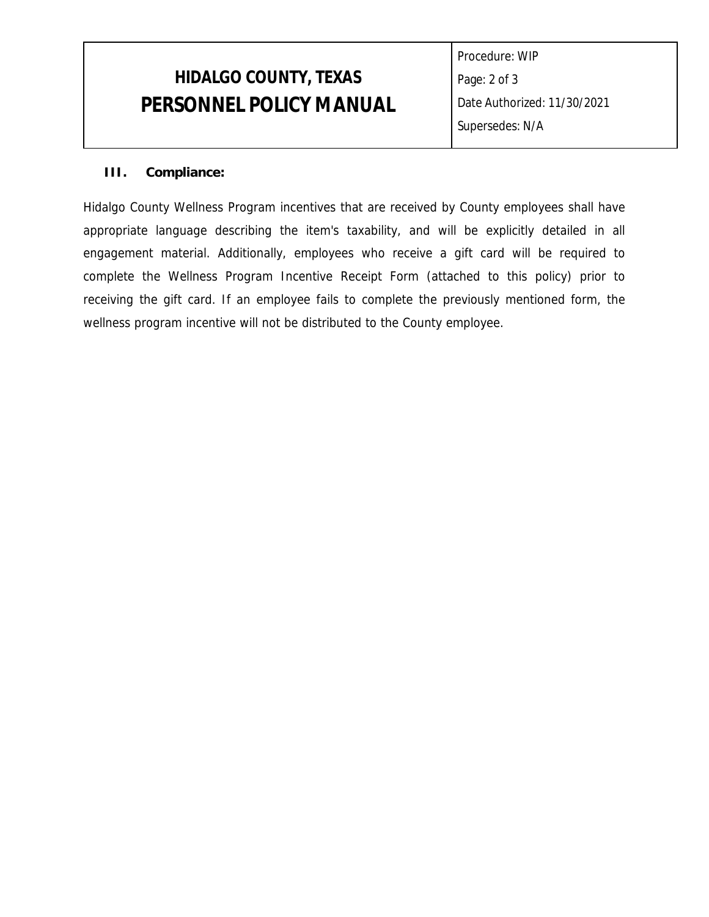## III. Compliance:

Hidalgo County Wellness Program incentives that are received by County employees shall have appropriate language describing the item's taxability, and will be explicitly detailed in all engagement material. Additionally, employees who receive a gift card will be required to complete the Wellness Program Incentive Receipt Form (attached to this policy) prior to receiving the gift card. If an employee fails to complete the previously mentioned form, the wellness program incentive will not be distributed to the County employee.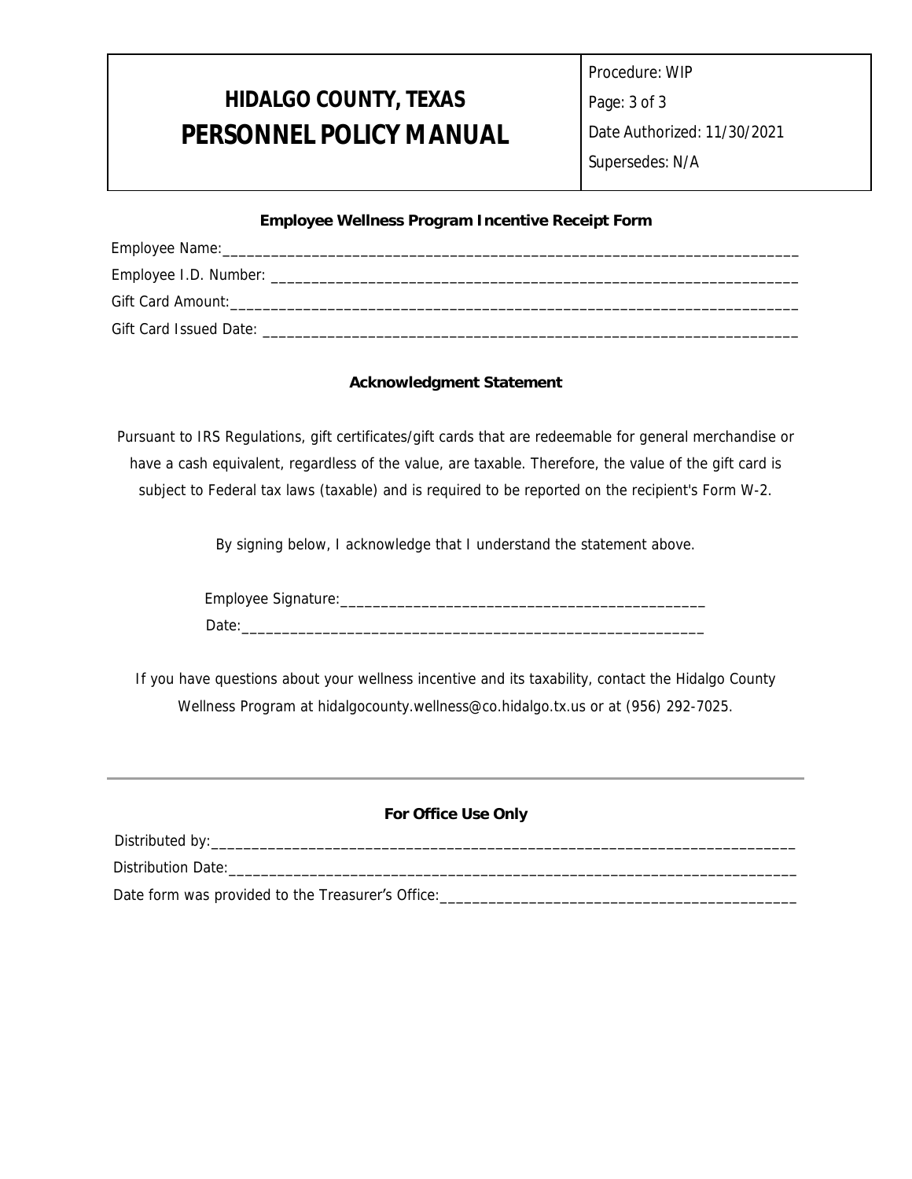**Employee Wellness Program Incentive Receipt Form**

Employee Name:_______________________________________________________________________

Employee I.D. Number: _________________________________________________________________

Gift Card Amount:_____________________________________________________________________

Gift Card Issued Date: _________________________________________________________________

**Acknowledgment Statement**

Pursuant to IRS Regulations, gift certificates/gift cards that are redeemable for general merchandise or have a cash equivalent, regardless of the value, are taxable. Therefore, the value of the gift card is subject to Federal tax laws (taxable) and is required to be reported on the recipient's Form W-2.

By signing below, I acknowledge that I understand the statement above.

Employee Signature:_____________________________________________

Date:________________________________________________________

If you have questions about your wellness incentive and its taxability, contact the Hidalgo County Wellness Program at hidalgocounty.wellness@co.hidalgo.tx.us or at (956) 292-7025.

---

**For Office Use Only**

Distributed by:_______________________________________________________________________

Distribution Date:_____________________________________________________________________

Date form was provided to the Treasurer's Office:___________________________________________